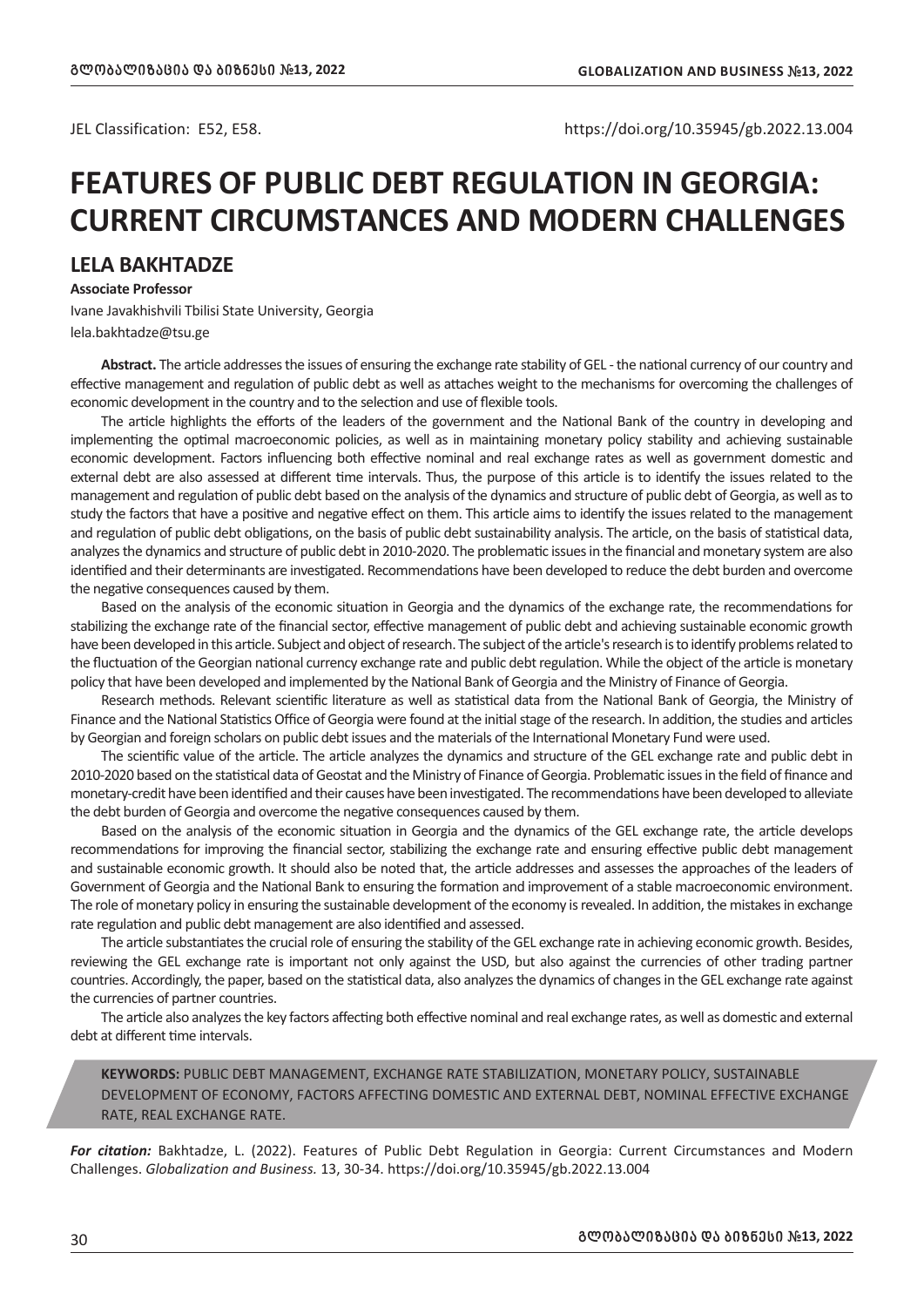JEL Classification: E52, E58.

https://doi.org/10.35945/gb.2022.13.004

# FEATURES OF PUBLIC DEBT REGULATION IN GEORGIA: CURRENT CIRCUMSTANCES AND MODERN CHALLENGES

## LELA BAKHTADZE

**Associate Professor**

Ivane Javakhishvili Tbilisi State University, Georgia

lela.bakhtadze@tsu.ge

**Abstract.** The article addresses the issues of ensuring the exchange rate stability of GEL - the national currency of our country and effective management and regulation of public debt as well as attaches weight to the mechanisms for overcoming the challenges of economic development in the country and to the selection and use of flexible tools.

The article highlights the efforts of the leaders of the government and the National Bank of the country in developing and implementing the optimal macroeconomic policies, as well as in maintaining monetary policy stability and achieving sustainable economic development. Factors influencing both effective nominal and real exchange rates as well as government domestic and external debt are also assessed at different time intervals. Thus, the purpose of this article is to identify the issues related to the management and regulation of public debt based on the analysis of the dynamics and structure of public debt of Georgia, as well as to study the factors that have a positive and negative effect on them. This article aims to identify the issues related to the management and regulation of public debt obligations, on the basis of public debt sustainability analysis. The article, on the basis of statistical data, analyzes the dynamics and structure of public debt in 2010-2020. The problematic issues in the financial and monetary system are also identified and their determinants are investigated. Recommendations have been developed to reduce the debt burden and overcome the negative consequences caused by them.

Based on the analysis of the economic situation in Georgia and the dynamics of the exchange rate, the recommendations for stabilizing the exchange rate of the financial sector, effective management of public debt and achieving sustainable economic growth have been developed in this article. Subject and object of research. The subject of the article's research is to identify problems related to the fluctuation of the Georgian national currency exchange rate and public debt regulation. While the object of the article is monetary policy that have been developed and implemented by the National Bank of Georgia and the Ministry of Finance of Georgia.

Research methods. Relevant scientific literature as well as statistical data from the National Bank of Georgia, the Ministry of Finance and the National Statistics Office of Georgia were found at the initial stage of the research. In addition, the studies and articles by Georgian and foreign scholars on public debt issues and the materials of the International Monetary Fund were used.

The scientific value of the article. The article analyzes the dynamics and structure of the GEL exchange rate and public debt in 2010-2020 based on the statistical data of Geostat and the Ministry of Finance of Georgia. Problematic issues in the field of finance and monetary-credit have been identified and their causes have been investigated. The recommendations have been developed to alleviate the debt burden of Georgia and overcome the negative consequences caused by them.

Based on the analysis of the economic situation in Georgia and the dynamics of the GEL exchange rate, the article develops recommendations for improving the financial sector, stabilizing the exchange rate and ensuring effective public debt management and sustainable economic growth. It should also be noted that, the article addresses and assesses the approaches of the leaders of Government of Georgia and the National Bank to ensuring the formation and improvement of a stable macroeconomic environment. The role of monetary policy in ensuring the sustainable development of the economy is revealed. In addition, the mistakes in exchange rate regulation and public debt management are also identified and assessed.

The article substantiates the crucial role of ensuring the stability of the GEL exchange rate in achieving economic growth. Besides, reviewing the GEL exchange rate is important not only against the USD, but also against the currencies of other trading partner countries. Accordingly, the paper, based on the statistical data, also analyzes the dynamics of changes in the GEL exchange rate against the currencies of partner countries.

The article also analyzes the key factors affecting both effective nominal and real exchange rates, as well as domestic and external debt at different time intervals.

**KEYWORDS:** PUBLIC DEBT MANAGEMENT, EXCHANGE RATE STABILIZATION, MONETARY POLICY, SUSTAINABLE DEVELOPMENT OF ECONOMY, FACTORS AFFECTING DOMESTIC AND EXTERNAL DEBT, NOMINAL EFFECTIVE EXCHANGE RATE, REAL EXCHANGE RATE.

***For citation:*** Bakhtadze, L. (2022). Features of Public Debt Regulation in Georgia: Current Circumstances and Modern Challenges. *Globalization and Business.* 13, 30-34. https://doi.org/10.35945/gb.2022.13.004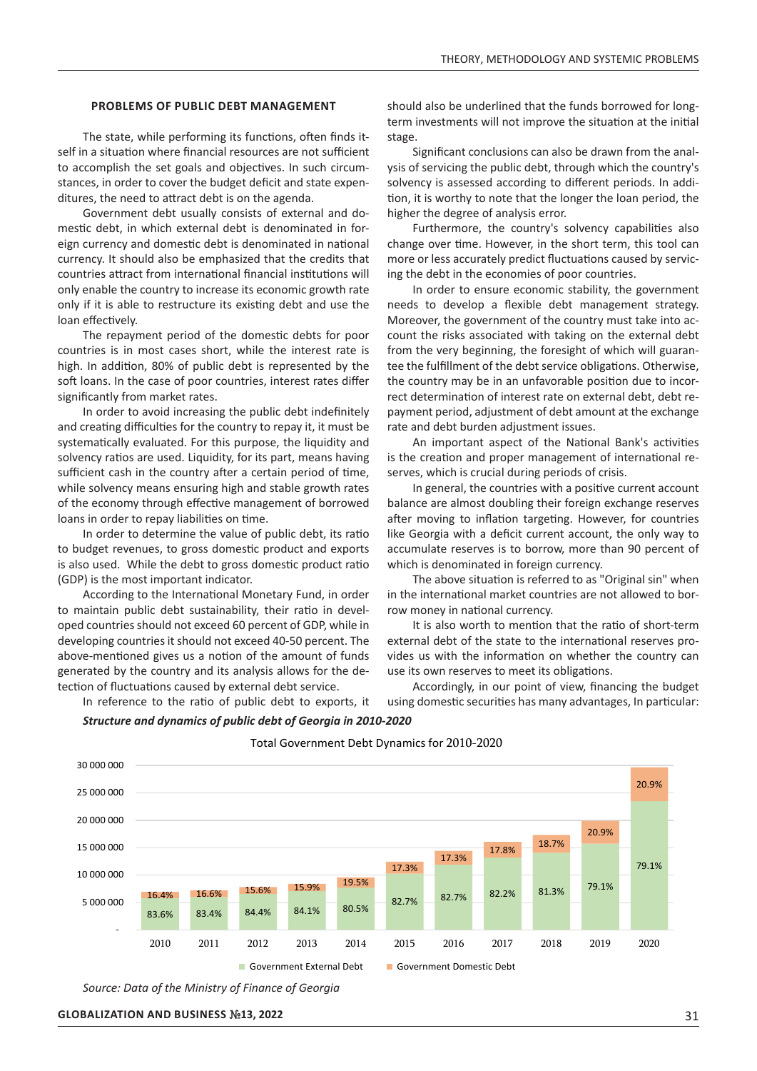## PROBLEMS OF PUBLIC DEBT MANAGEMENT

The state, while performing its functions, often finds itself in a situation where financial resources are not sufficient to accomplish the set goals and objectives. In such circumstances, in order to cover the budget deficit and state expenditures, the need to attract debt is on the agenda.

Government debt usually consists of external and domestic debt, in which external debt is denominated in foreign currency and domestic debt is denominated in national currency. It should also be emphasized that the credits that countries attract from international financial institutions will only enable the country to increase its economic growth rate only if it is able to restructure its existing debt and use the loan effectively.

The repayment period of the domestic debts for poor countries is in most cases short, while the interest rate is high. In addition, 80% of public debt is represented by the soft loans. In the case of poor countries, interest rates differ significantly from market rates.

In order to avoid increasing the public debt indefinitely and creating difficulties for the country to repay it, it must be systematically evaluated. For this purpose, the liquidity and solvency ratios are used. Liquidity, for its part, means having sufficient cash in the country after a certain period of time, while solvency means ensuring high and stable growth rates of the economy through effective management of borrowed loans in order to repay liabilities on time.

In order to determine the value of public debt, its ratio to budget revenues, to gross domestic product and exports is also used. While the debt to gross domestic product ratio (GDP) is the most important indicator.

According to the International Monetary Fund, in order to maintain public debt sustainability, their ratio in developed countries should not exceed 60 percent of GDP, while in developing countries it should not exceed 40-50 percent. The above-mentioned gives us a notion of the amount of funds generated by the country and its analysis allows for the detection of fluctuations caused by external debt service.

In reference to the ratio of public debt to exports, it should also be underlined that the funds borrowed for long-term investments will not improve the situation at the initial stage.

Significant conclusions can also be drawn from the analysis of servicing the public debt, through which the country's solvency is assessed according to different periods. In addition, it is worthy to note that the longer the loan period, the higher the degree of analysis error.

Furthermore, the country's solvency capabilities also change over time. However, in the short term, this tool can more or less accurately predict fluctuations caused by servicing the debt in the economies of poor countries.

In order to ensure economic stability, the government needs to develop a flexible debt management strategy. Moreover, the government of the country must take into account the risks associated with taking on the external debt from the very beginning, the foresight of which will guarantee the fulfillment of the debt service obligations. Otherwise, the country may be in an unfavorable position due to incorrect determination of interest rate on external debt, debt repayment period, adjustment of debt amount at the exchange rate and debt burden adjustment issues.

An important aspect of the National Bank's activities is the creation and proper management of international reserves, which is crucial during periods of crisis.

In general, the countries with a positive current account balance are almost doubling their foreign exchange reserves after moving to inflation targeting. However, for countries like Georgia with a deficit current account, the only way to accumulate reserves is to borrow, more than 90 percent of which is denominated in foreign currency.

The above situation is referred to as "Original sin" when in the international market countries are not allowed to borrow money in national currency.

It is also worth to mention that the ratio of short-term external debt of the state to the international reserves provides us with the information on whether the country can use its own reserves to meet its obligations.

Accordingly, in our point of view, financing the budget using domestic securities has many advantages, In particular:

***Structure and dynamics of public debt of Georgia in 2010-2020***

Total Government Debt Dynamics for 2010-2020

| Year | Government External Debt | Government Domestic Debt |
|---|---|---|
| 2010 | 83.6% | 16.4% |
| 2011 | 83.4% | 16.6% |
| 2012 | 84.4% | 15.6% |
| 2013 | 84.1% | 15.9% |
| 2014 | 80.5% | 19.5% |
| 2015 | 82.7% | 17.3% |
| 2016 | 82.7% | 17.3% |
| 2017 | 82.2% | 17.8% |
| 2018 | 81.3% | 18.7% |
| 2019 | 79.1% | 20.9% |
| 2020 | 79.1% | 20.9% |

*Source: Data of the Ministry of Finance of Georgia*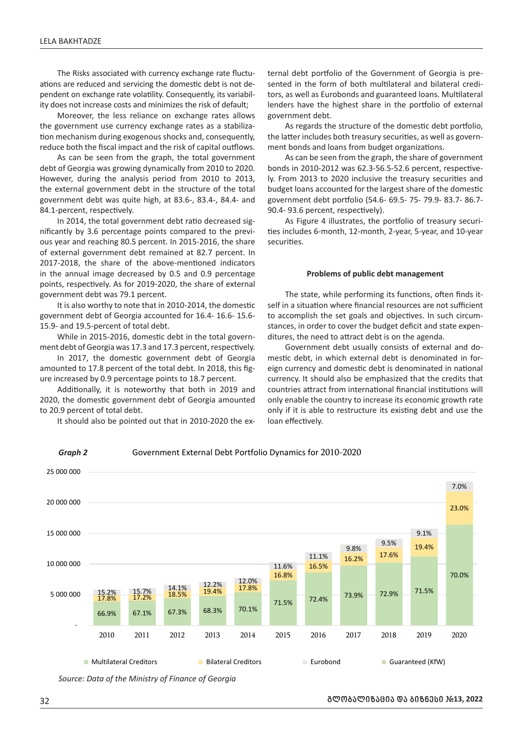The Risks associated with currency exchange rate fluctuations are reduced and servicing the domestic debt is not dependent on exchange rate volatility. Consequently, its variability does not increase costs and minimizes the risk of default;

Moreover, the less reliance on exchange rates allows the government use currency exchange rates as a stabilization mechanism during exogenous shocks and, consequently, reduce both the fiscal impact and the risk of capital outflows.

As can be seen from the graph, the total government debt of Georgia was growing dynamically from 2010 to 2020. However, during the analysis period from 2010 to 2013, the external government debt in the structure of the total government debt was quite high, at 83.6-, 83.4-, 84.4- and 84.1-percent, respectively.

In 2014, the total government debt ratio decreased significantly by 3.6 percentage points compared to the previous year and reaching 80.5 percent. In 2015-2016, the share of external government debt remained at 82.7 percent. In 2017-2018, the share of the above-mentioned indicators in the annual image decreased by 0.5 and 0.9 percentage points, respectively. As for 2019-2020, the share of external government debt was 79.1 percent.

It is also worthy to note that in 2010-2014, the domestic government debt of Georgia accounted for 16.4- 16.6- 15.6- 15.9- and 19.5-percent of total debt.

While in 2015-2016, domestic debt in the total government debt of Georgia was 17.3 and 17.3 percent, respectively.

In 2017, the domestic government debt of Georgia amounted to 17.8 percent of the total debt. In 2018, this figure increased by 0.9 percentage points to 18.7 percent.

Additionally, it is noteworthy that both in 2019 and 2020, the domestic government debt of Georgia amounted to 20.9 percent of total debt.

It should also be pointed out that in 2010-2020 the external debt portfolio of the Government of Georgia is presented in the form of both multilateral and bilateral creditors, as well as Eurobonds and guaranteed loans. Multilateral lenders have the highest share in the portfolio of external government debt.

As regards the structure of the domestic debt portfolio, the latter includes both treasury securities, as well as government bonds and loans from budget organizations.

As can be seen from the graph, the share of government bonds in 2010-2012 was 62.3-56.5-52.6 percent, respectively. From 2013 to 2020 inclusive the treasury securities and budget loans accounted for the largest share of the domestic government debt portfolio (54.6- 69.5- 75- 79.9- 83.7- 86.7- 90.4- 93.6 percent, respectively).

As Figure 4 illustrates, the portfolio of treasury securities includes 6-month, 12-month, 2-year, 5-year, and 10-year securities.

### Problems of public debt management

The state, while performing its functions, often finds itself in a situation where financial resources are not sufficient to accomplish the set goals and objectives. In such circumstances, in order to cover the budget deficit and state expenditures, the need to attract debt is on the agenda.

Government debt usually consists of external and domestic debt, in which external debt is denominated in foreign currency and domestic debt is denominated in national currency. It should also be emphasized that the credits that countries attract from international financial institutions will only enable the country to increase its economic growth rate only if it is able to restructure its existing debt and use the loan effectively.

***Graph 2*** Government External Debt Portfolio Dynamics for 2010-2020

| Year | Multilateral Creditors | Bilateral Creditors | Eurobond |
|---|---|---|---|
| 2010 | 66.9% | 17.8% | 15.2% |
| 2011 | 67.1% | 17.2% | 15.7% |
| 2012 | 67.3% | 18.5% | 14.1% |
| 2013 | 68.3% | 19.4% | 12.2% |
| 2014 | 70.1% | 17.8% | 12.0% |
| 2015 | 71.5% | 16.8% | 11.6% |
| 2016 | 72.4% | 16.5% | 11.1% |
| 2017 | 73.9% | 16.2% | 9.8% |
| 2018 | 72.9% | 17.6% | 9.5% |
| 2019 | 71.5% | 19.4% | 9.1% |
| 2020 | 70.0% | 23.0% | 7.0% |

Legend: Multilateral Creditors, Bilateral Creditors, Eurobond, Guaranteed (KfW)

*Source: Data of the Ministry of Finance of Georgia*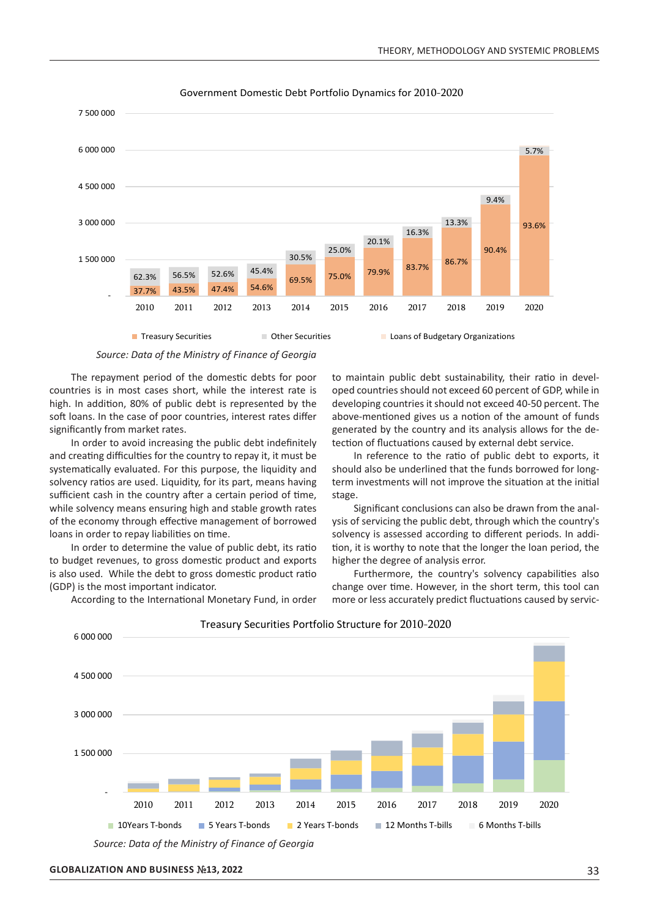Government Domestic Debt Portfolio Dynamics for 2010-2020

| Year | Treasury Securities | Other Securities |
| --- | --- | --- |
| 2010 | 37.7% | 62.3% |
| 2011 | 43.5% | 56.5% |
| 2012 | 47.4% | 52.6% |
| 2013 | 54.6% | 45.4% |
| 2014 | 69.5% | 30.5% |
| 2015 | 75.0% | 25.0% |
| 2016 | 79.9% | 20.1% |
| 2017 | 83.7% | 16.3% |
| 2018 | 86.7% | 13.3% |
| 2019 | 90.4% | 9.4% |
| 2020 | 93.6% | 5.7% |

Treasury Securities · Other Securities · Loans of Budgetary Organizations

*Source: Data of the Ministry of Finance of Georgia*

The repayment period of the domestic debts for poor countries is in most cases short, while the interest rate is high. In addition, 80% of public debt is represented by the soft loans. In the case of poor countries, interest rates differ significantly from market rates.

In order to avoid increasing the public debt indefinitely and creating difficulties for the country to repay it, it must be systematically evaluated. For this purpose, the liquidity and solvency ratios are used. Liquidity, for its part, means having sufficient cash in the country after a certain period of time, while solvency means ensuring high and stable growth rates of the economy through effective management of borrowed loans in order to repay liabilities on time.

In order to determine the value of public debt, its ratio to budget revenues, to gross domestic product and exports is also used. While the debt to gross domestic product ratio (GDP) is the most important indicator.

According to the International Monetary Fund, in order to maintain public debt sustainability, their ratio in developed countries should not exceed 60 percent of GDP, while in developing countries it should not exceed 40-50 percent. The above-mentioned gives us a notion of the amount of funds generated by the country and its analysis allows for the detection of fluctuations caused by external debt service.

In reference to the ratio of public debt to exports, it should also be underlined that the funds borrowed for long-term investments will not improve the situation at the initial stage.

Significant conclusions can also be drawn from the analysis of servicing the public debt, through which the country's solvency is assessed according to different periods. In addition, it is worthy to note that the longer the loan period, the higher the degree of analysis error.

Furthermore, the country's solvency capabilities also change over time. However, in the short term, this tool can more or less accurately predict fluctuations caused by servic-

Treasury Securities Portfolio Structure for 2010-2020

10Years T-bonds · 5 Years T-bonds · 2 Years T-bonds · 12 Months T-bills · 6 Months T-bills

*Source: Data of the Ministry of Finance of Georgia*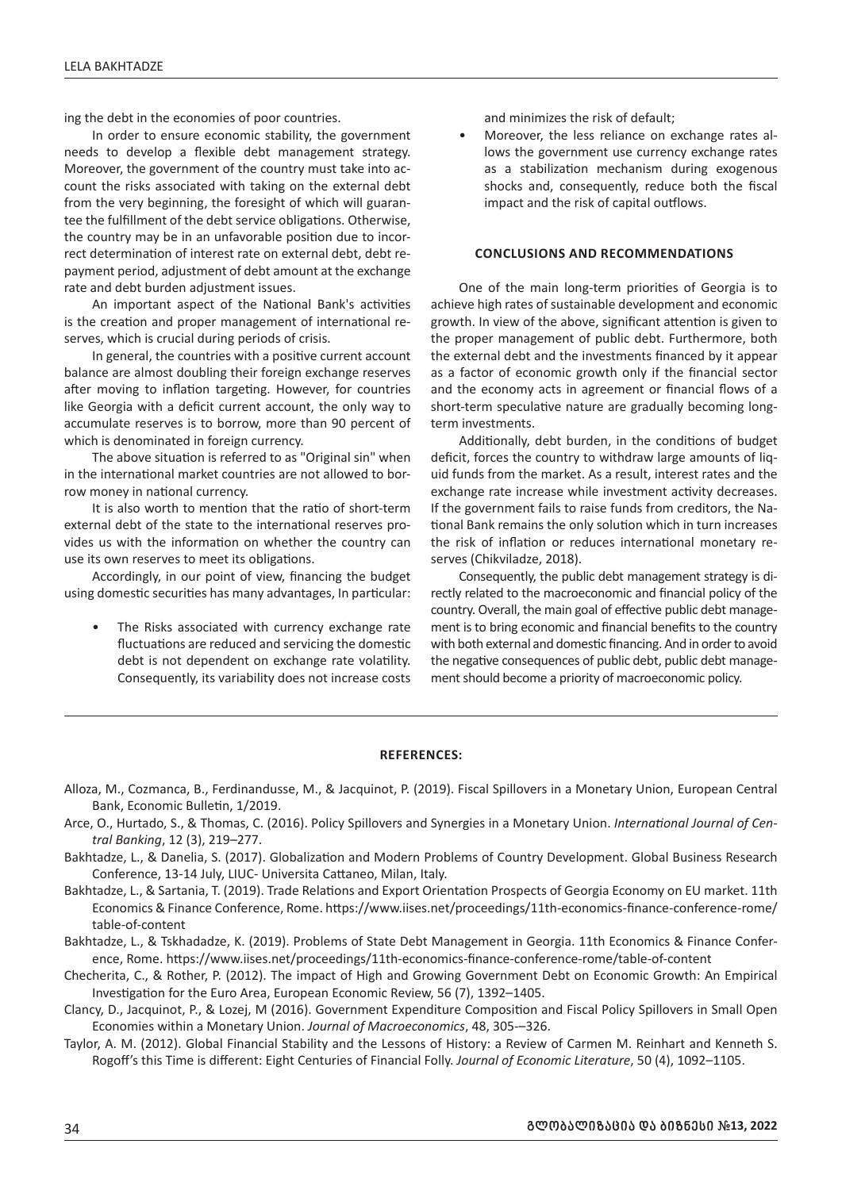ing the debt in the economies of poor countries.

In order to ensure economic stability, the government needs to develop a flexible debt management strategy. Moreover, the government of the country must take into account the risks associated with taking on the external debt from the very beginning, the foresight of which will guarantee the fulfillment of the debt service obligations. Otherwise, the country may be in an unfavorable position due to incorrect determination of interest rate on external debt, debt repayment period, adjustment of debt amount at the exchange rate and debt burden adjustment issues.

An important aspect of the National Bank's activities is the creation and proper management of international reserves, which is crucial during periods of crisis.

In general, the countries with a positive current account balance are almost doubling their foreign exchange reserves after moving to inflation targeting. However, for countries like Georgia with a deficit current account, the only way to accumulate reserves is to borrow, more than 90 percent of which is denominated in foreign currency.

The above situation is referred to as "Original sin" when in the international market countries are not allowed to borrow money in national currency.

It is also worth to mention that the ratio of short-term external debt of the state to the international reserves provides us with the information on whether the country can use its own reserves to meet its obligations.

Accordingly, in our point of view, financing the budget using domestic securities has many advantages, In particular:

- The Risks associated with currency exchange rate fluctuations are reduced and servicing the domestic debt is not dependent on exchange rate volatility. Consequently, its variability does not increase costs and minimizes the risk of default;
- Moreover, the less reliance on exchange rates allows the government use currency exchange rates as a stabilization mechanism during exogenous shocks and, consequently, reduce both the fiscal impact and the risk of capital outflows.

## CONCLUSIONS AND RECOMMENDATIONS

One of the main long-term priorities of Georgia is to achieve high rates of sustainable development and economic growth. In view of the above, significant attention is given to the proper management of public debt. Furthermore, both the external debt and the investments financed by it appear as a factor of economic growth only if the financial sector and the economy acts in agreement or financial flows of a short-term speculative nature are gradually becoming long-term investments.

Additionally, debt burden, in the conditions of budget deficit, forces the country to withdraw large amounts of liquid funds from the market. As a result, interest rates and the exchange rate increase while investment activity decreases. If the government fails to raise funds from creditors, the National Bank remains the only solution which in turn increases the risk of inflation or reduces international monetary reserves (Chikviladze, 2018).

Consequently, the public debt management strategy is directly related to the macroeconomic and financial policy of the country. Overall, the main goal of effective public debt management is to bring economic and financial benefits to the country with both external and domestic financing. And in order to avoid the negative consequences of public debt, public debt management should become a priority of macroeconomic policy.

## REFERENCES:

Alloza, M., Cozmanca, B., Ferdinandusse, M., & Jacquinot, P. (2019). Fiscal Spillovers in a Monetary Union, European Central Bank, Economic Bulletin, 1/2019.

Arce, O., Hurtado, S., & Thomas, C. (2016). Policy Spillovers and Synergies in a Monetary Union. *International Journal of Central Banking*, 12 (3), 219–277.

Bakhtadze, L., & Danelia, S. (2017). Globalization and Modern Problems of Country Development. Global Business Research Conference, 13-14 July, LIUC- Universita Cattaneo, Milan, Italy.

Bakhtadze, L., & Sartania, T. (2019). Trade Relations and Export Orientation Prospects of Georgia Economy on EU market. 11th Economics & Finance Conference, Rome. https://www.iises.net/proceedings/11th-economics-finance-conference-rome/table-of-content

Bakhtadze, L., & Tskhadadze, K. (2019). Problems of State Debt Management in Georgia. 11th Economics & Finance Conference, Rome. https://www.iises.net/proceedings/11th-economics-finance-conference-rome/table-of-content

Checherita, C., & Rother, P. (2012). The impact of High and Growing Government Debt on Economic Growth: An Empirical Investigation for the Euro Area, European Economic Review, 56 (7), 1392–1405.

Clancy, D., Jacquinot, P., & Lozej, M (2016). Government Expenditure Composition and Fiscal Policy Spillovers in Small Open Economies within a Monetary Union. *Journal of Macroeconomics*, 48, 305-–326.

Taylor, A. M. (2012). Global Financial Stability and the Lessons of History: a Review of Carmen M. Reinhart and Kenneth S. Rogoff's this Time is different: Eight Centuries of Financial Folly. *Journal of Economic Literature*, 50 (4), 1092–1105.